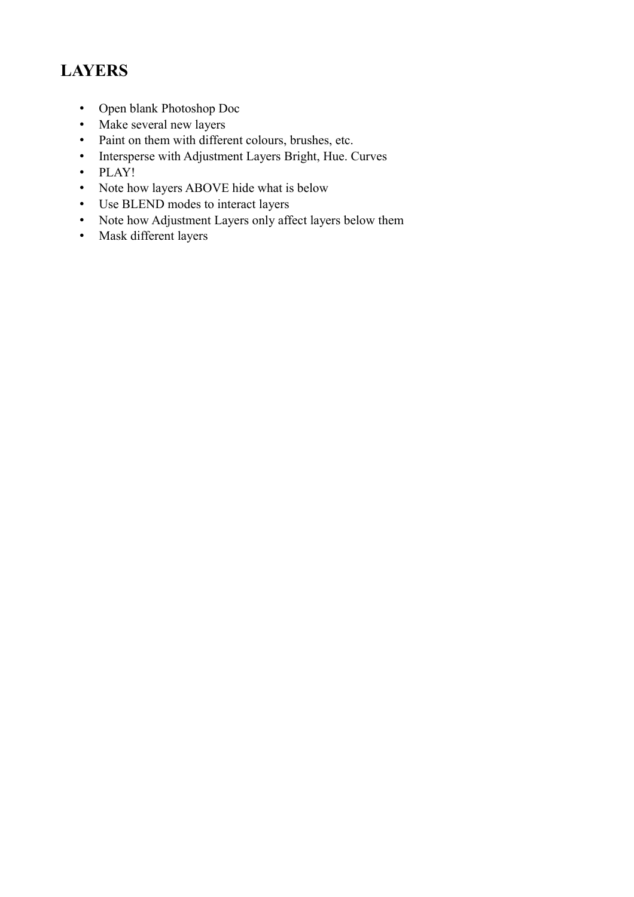## LAYERS

- Open blank Photoshop Doc
- Make several new layers
- Paint on them with different colours, brushes, etc.
- Intersperse with Adjustment Layers Bright, Hue. Curves
- PLAY!
- Note how layers ABOVE hide what is below
- Use BLEND modes to interact layers
- Note how Adjustment Layers only affect layers below them
- Mask different layers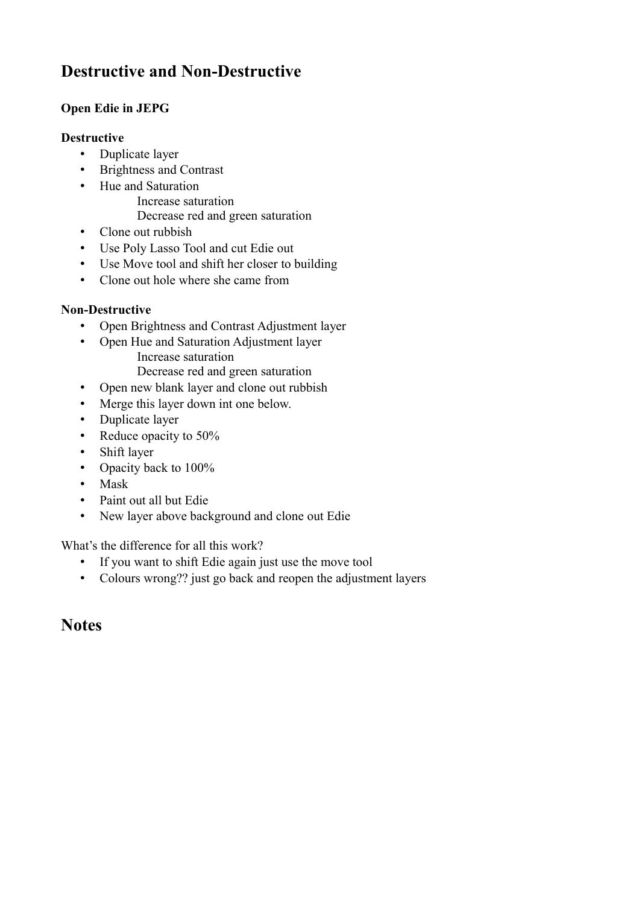## Destructive and Non-Destructive

**Open Edie in JEPG**

**Destructive**

- Duplicate layer
- Brightness and Contrast
- Hue and Saturation
  - Increase saturation
  - Decrease red and green saturation
- Clone out rubbish
- Use Poly Lasso Tool and cut Edie out
- Use Move tool and shift her closer to building
- Clone out hole where she came from

**Non-Destructive**

- Open Brightness and Contrast Adjustment layer
- Open Hue and Saturation Adjustment layer
  - Increase saturation
  - Decrease red and green saturation
- Open new blank layer and clone out rubbish
- Merge this layer down int one below.
- Duplicate layer
- Reduce opacity to 50%
- Shift layer
- Opacity back to 100%
- Mask
- Paint out all but Edie
- New layer above background and clone out Edie

What's the difference for all this work?

- If you want to shift Edie again just use the move tool
- Colours wrong?? just go back and reopen the adjustment layers

## Notes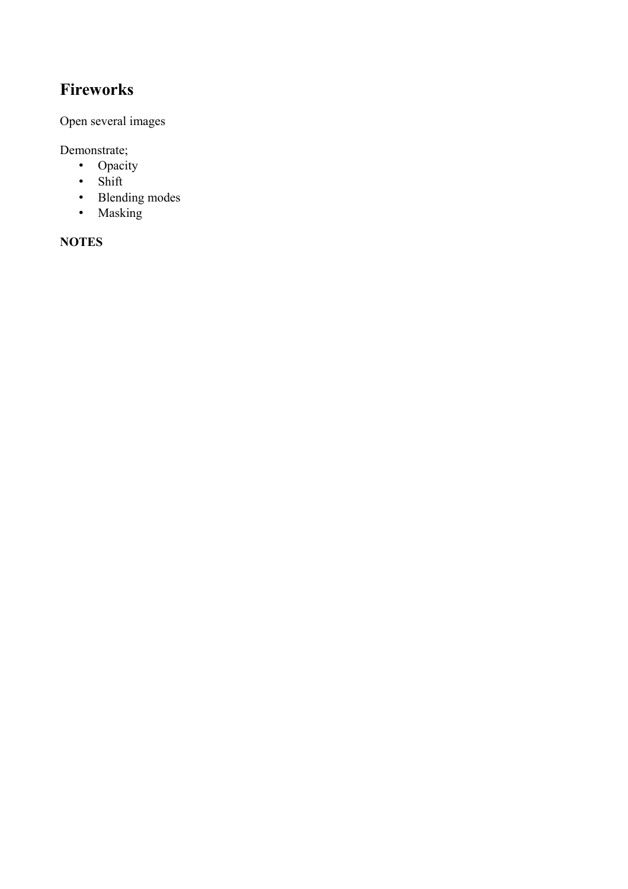## Fireworks

Open several images

Demonstrate;

- Opacity
- Shift
- Blending modes
- Masking

**NOTES**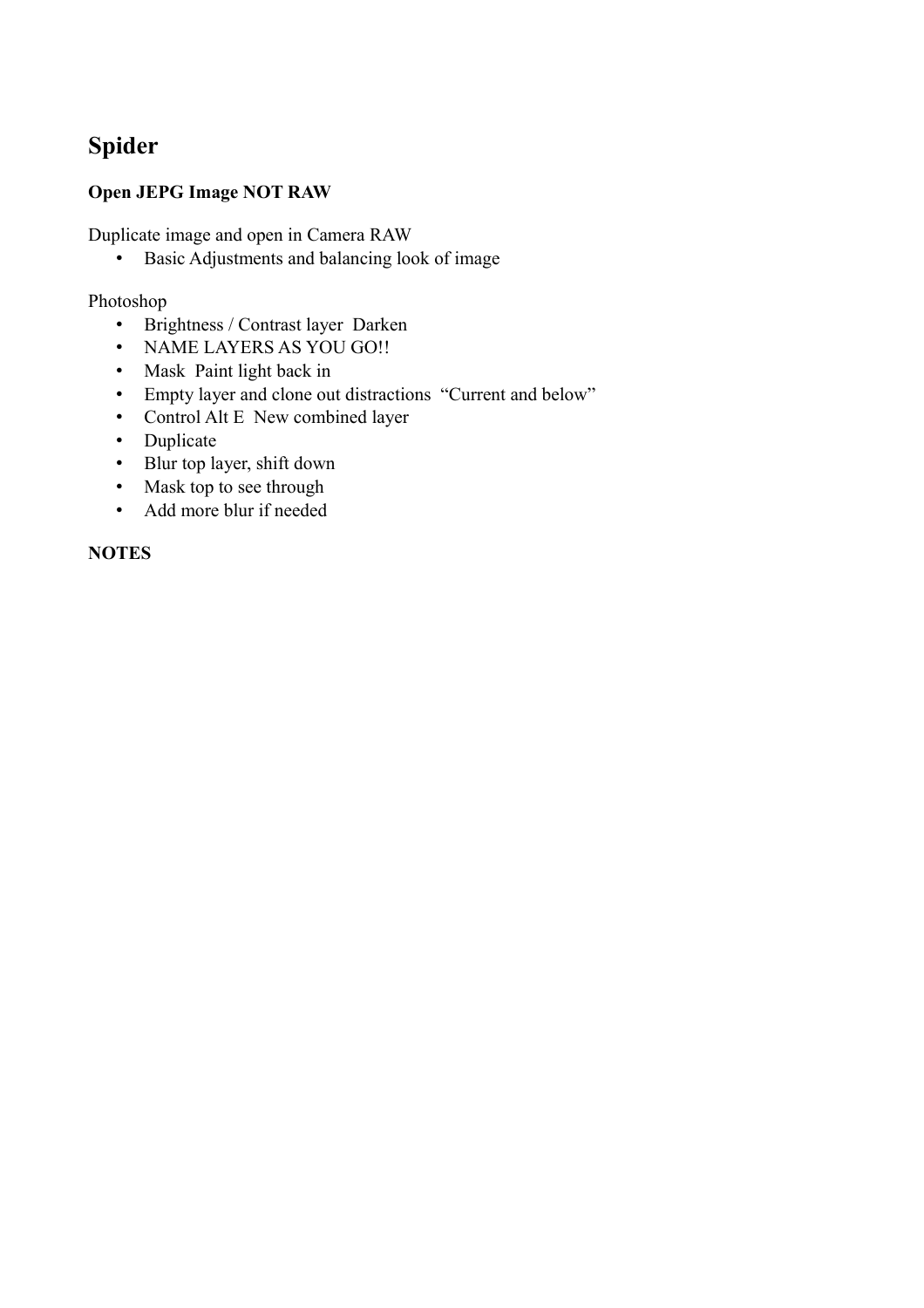## Spider

**Open JEPG Image NOT RAW**

Duplicate image and open in Camera RAW

- Basic Adjustments and balancing look of image

Photoshop

- Brightness / Contrast layer  Darken
- NAME LAYERS AS YOU GO!!
- Mask  Paint light back in
- Empty layer and clone out distractions  “Current and below”
- Control Alt E  New combined layer
- Duplicate
- Blur top layer, shift down
- Mask top to see through
- Add more blur if needed

**NOTES**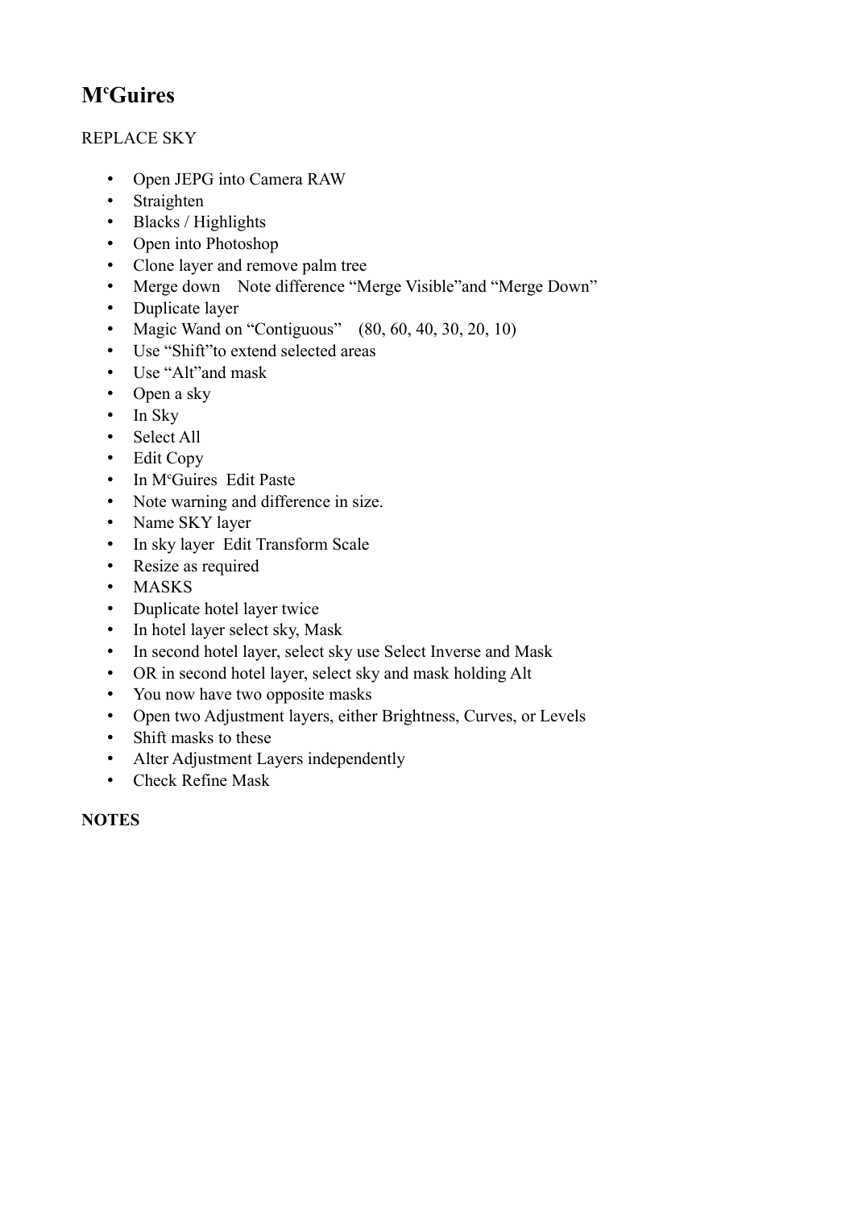# M[c]Guires

REPLACE SKY

- Open JEPG into Camera RAW
- Straighten
- Blacks / Highlights
- Open into Photoshop
- Clone layer and remove palm tree
- Merge down   Note difference “Merge Visible”and “Merge Down”
- Duplicate layer
- Magic Wand on “Contiguous”   (80, 60, 40, 30, 20, 10)
- Use “Shift”to extend selected areas
- Use “Alt”and mask
- Open a sky
- In Sky
- Select All
- Edit Copy
- In M[c]Guires  Edit Paste
- Note warning and difference in size.
- Name SKY layer
- In sky layer  Edit Transform Scale
- Resize as required
- MASKS
- Duplicate hotel layer twice
- In hotel layer select sky, Mask
- In second hotel layer, select sky use Select Inverse and Mask
- OR in second hotel layer, select sky and mask holding Alt
- You now have two opposite masks
- Open two Adjustment layers, either Brightness, Curves, or Levels
- Shift masks to these
- Alter Adjustment Layers independently
- Check Refine Mask

**NOTES**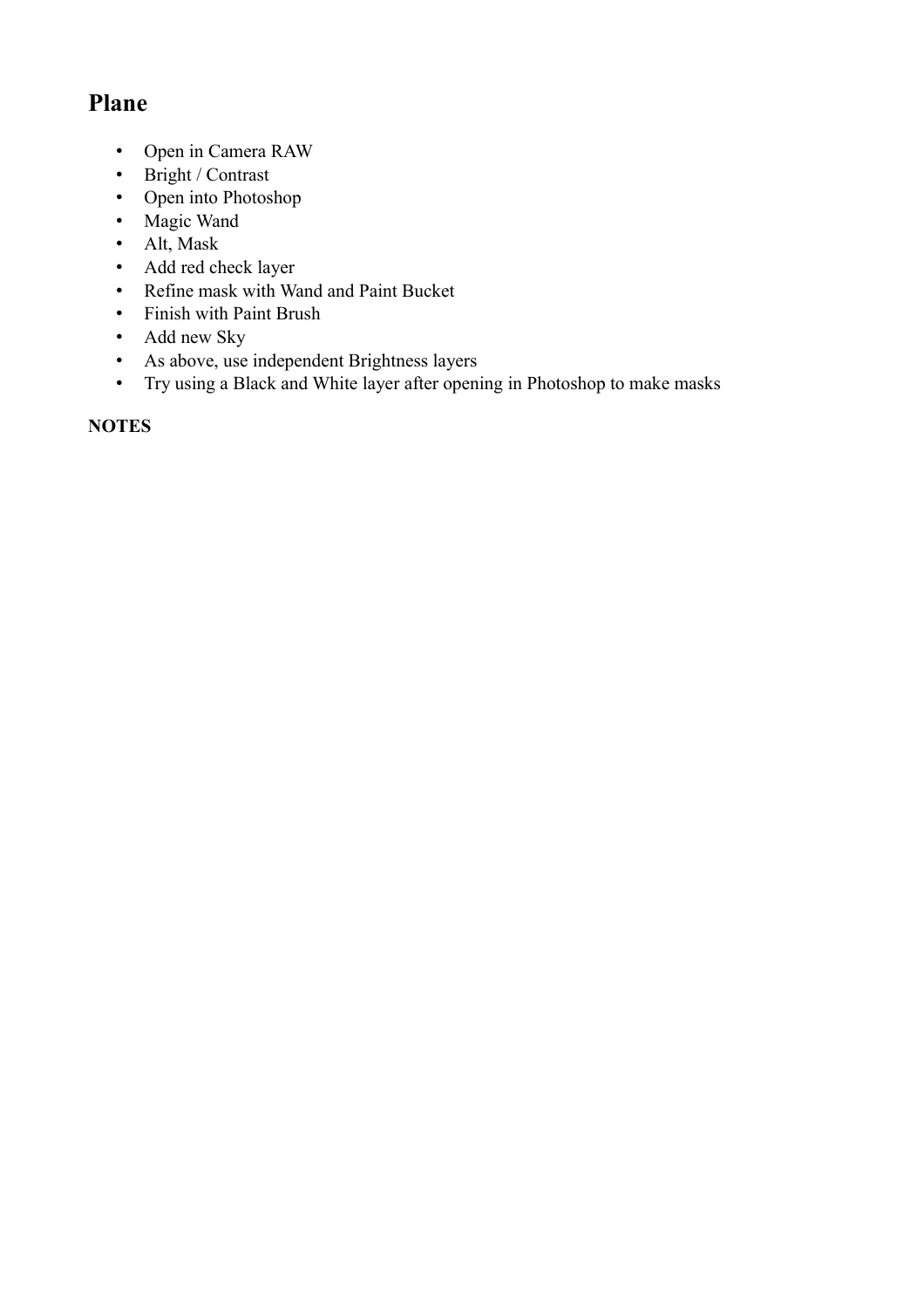## Plane

- Open in Camera RAW
- Bright / Contrast
- Open into Photoshop
- Magic Wand
- Alt, Mask
- Add red check layer
- Refine mask with Wand and Paint Bucket
- Finish with Paint Brush
- Add new Sky
- As above, use independent Brightness layers
- Try using a Black and White layer after opening in Photoshop to make masks

**NOTES**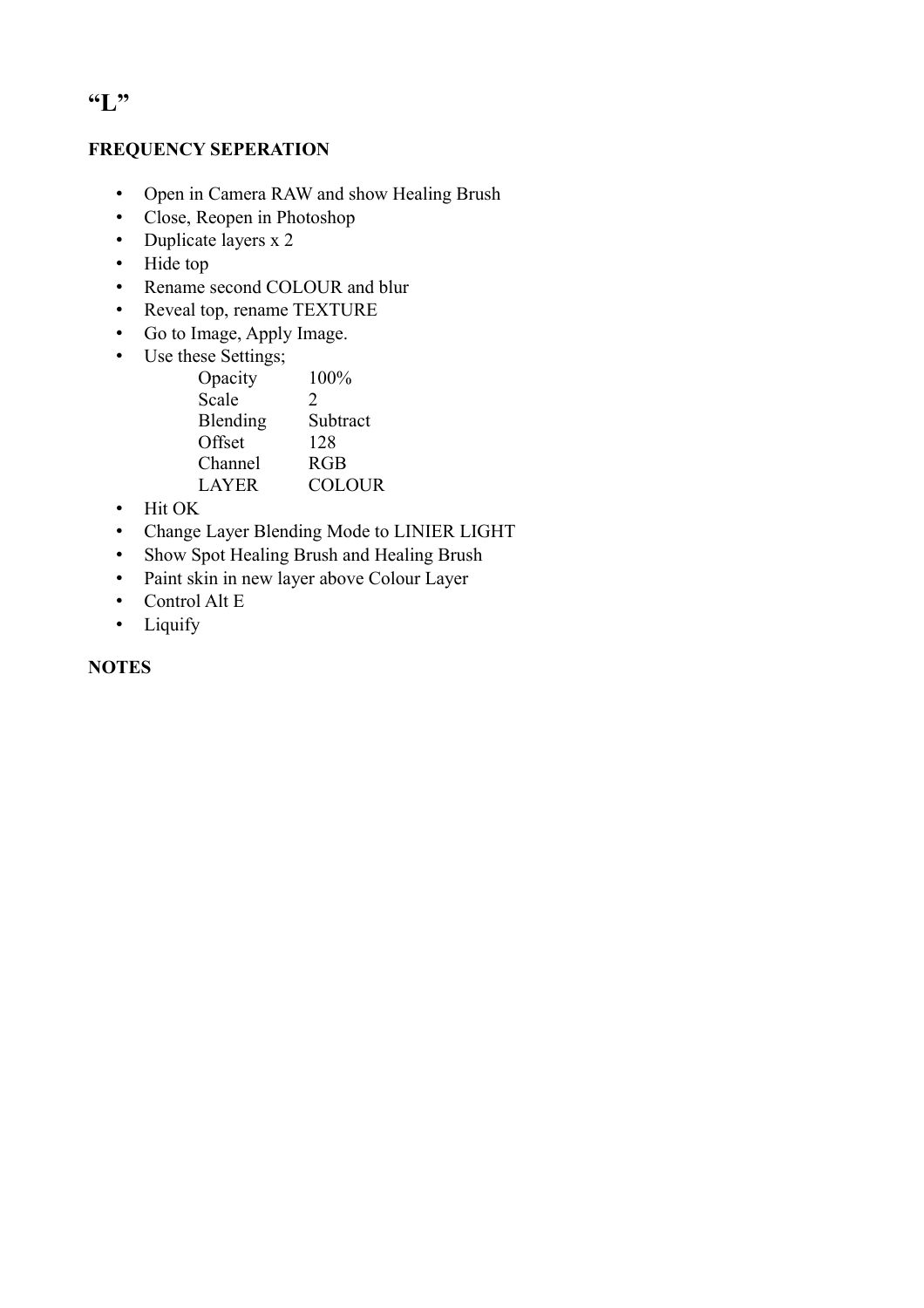# "L"

**FREQUENCY SEPERATION**

- Open in Camera RAW and show Healing Brush
- Close, Reopen in Photoshop
- Duplicate layers x 2
- Hide top
- Rename second COLOUR and blur
- Reveal top, rename TEXTURE
- Go to Image, Apply Image.
- Use these Settings;

| | |
|---|---|
| Opacity | 100% |
| Scale | 2 |
| Blending | Subtract |
| Offset | 128 |
| Channel | RGB |
| LAYER | COLOUR |

- Hit OK
- Change Layer Blending Mode to LINIER LIGHT
- Show Spot Healing Brush and Healing Brush
- Paint skin in new layer above Colour Layer
- Control Alt E
- Liquify

**NOTES**